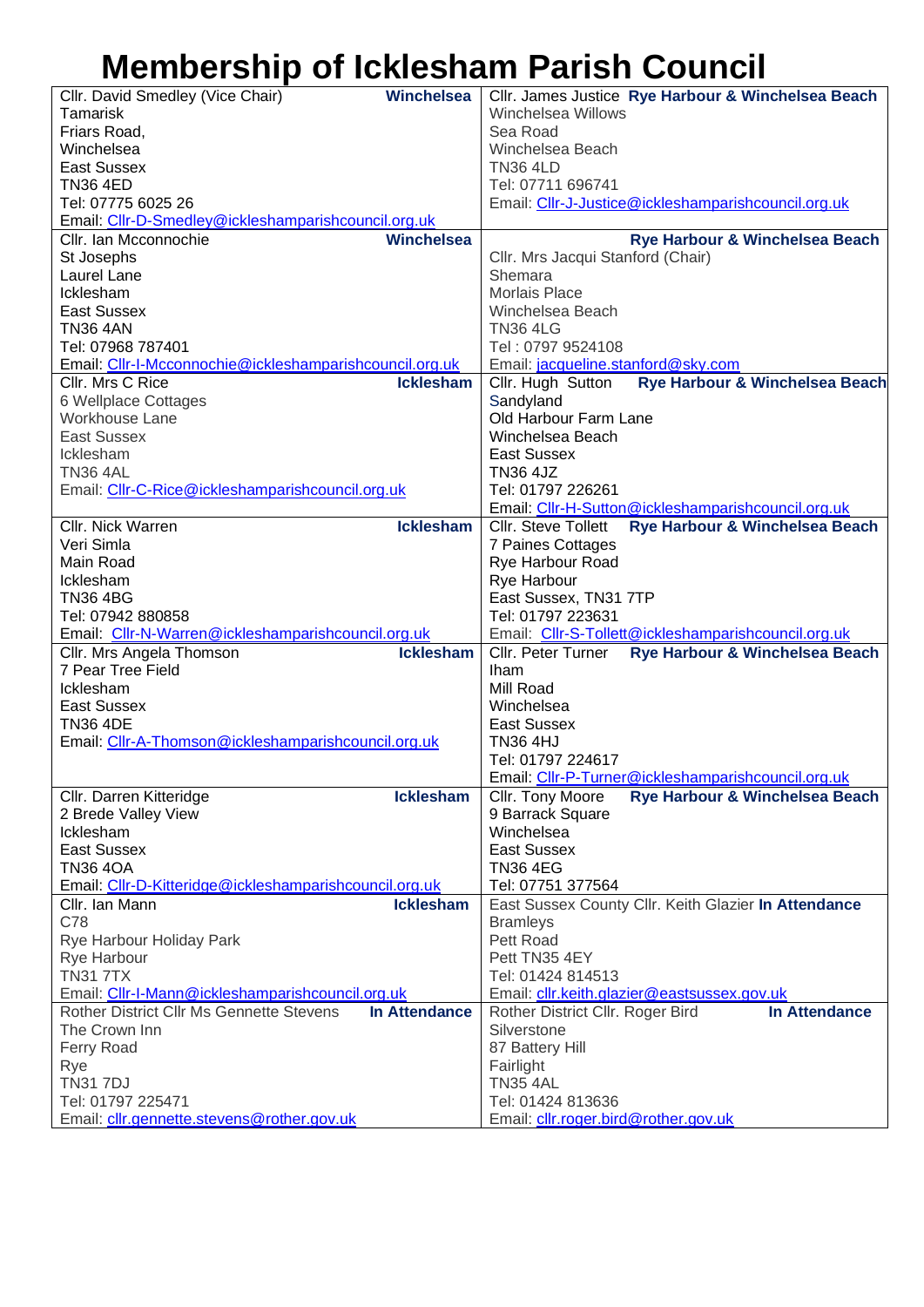# Membership of Icklesham Parish Council

| | |
|---|---|
| Cllr. David Smedley (Vice Chair) **Winchelsea**<br>Tamarisk<br>Friars Road,<br>Winchelsea<br>East Sussex<br>TN36 4ED<br>Tel: 07775 6025 26<br>Email: Cllr-D-Smedley@ickleshamparishcouncil.org.uk | Cllr. James Justice **Rye Harbour & Winchelsea Beach**<br>Winchelsea Willows<br>Sea Road<br>Winchelsea Beach<br>TN36 4LD<br>Tel: 07711 696741<br>Email: Cllr-J-Justice@ickleshamparishcouncil.org.uk |
| Cllr. Ian Mcconnochie **Winchelsea**<br>St Josephs<br>Laurel Lane<br>Icklesham<br>East Sussex<br>TN36 4AN<br>Tel: 07968 787401<br>Email: Cllr-I-Mcconnochie@ickleshamparishcouncil.org.uk | **Rye Harbour & Winchelsea Beach**<br>Cllr. Mrs Jacqui Stanford (Chair)<br>Shemara<br>Morlais Place<br>Winchelsea Beach<br>TN36 4LG<br>Tel : 0797 9524108<br>Email: jacqueline.stanford@sky.com |
| Cllr. Mrs C Rice **Icklesham**<br>6 Wellplace Cottages<br>Workhouse Lane<br>East Sussex<br>Icklesham<br>TN36 4AL<br>Email: Cllr-C-Rice@ickleshamparishcouncil.org.uk | Cllr. Hugh Sutton **Rye Harbour & Winchelsea Beach**<br>Sandyland<br>Old Harbour Farm Lane<br>Winchelsea Beach<br>East Sussex<br>TN36 4JZ<br>Tel: 01797 226261<br>Email: Cllr-H-Sutton@ickleshamparishcouncil.org.uk |
| Cllr. Nick Warren **Icklesham**<br>Veri Simla<br>Main Road<br>Icklesham<br>TN36 4BG<br>Tel: 07942 880858<br>Email: Cllr-N-Warren@ickleshamparishcouncil.org.uk | Cllr. Steve Tollett **Rye Harbour & Winchelsea Beach**<br>7 Paines Cottages<br>Rye Harbour Road<br>Rye Harbour<br>East Sussex, TN31 7TP<br>Tel: 01797 223631<br>Email: Cllr-S-Tollett@ickleshamparishcouncil.org.uk |
| Cllr. Mrs Angela Thomson **Icklesham**<br>7 Pear Tree Field<br>Icklesham<br>East Sussex<br>TN36 4DE<br>Email: Cllr-A-Thomson@ickleshamparishcouncil.org.uk | Cllr. Peter Turner **Rye Harbour & Winchelsea Beach**<br>Iham<br>Mill Road<br>Winchelsea<br>East Sussex<br>TN36 4HJ<br>Tel: 01797 224617<br>Email: Cllr-P-Turner@ickleshamparishcouncil.org.uk |
| Cllr. Darren Kitteridge **Icklesham**<br>2 Brede Valley View<br>Icklesham<br>East Sussex<br>TN36 4OA<br>Email: Cllr-D-Kitteridge@ickleshamparishcouncil.org.uk | Cllr. Tony Moore **Rye Harbour & Winchelsea Beach**<br>9 Barrack Square<br>Winchelsea<br>East Sussex<br>TN36 4EG<br>Tel: 07751 377564 |
| Cllr. Ian Mann **Icklesham**<br>C78<br>Rye Harbour Holiday Park<br>Rye Harbour<br>TN31 7TX<br>Email: Cllr-I-Mann@ickleshamparishcouncil.org.uk | East Sussex County Cllr. Keith Glazier **In Attendance**<br>Bramleys<br>Pett Road<br>Pett TN35 4EY<br>Tel: 01424 814513<br>Email: cllr.keith.glazier@eastsussex.gov.uk |
| Rother District Cllr Ms Gennette Stevens **In Attendance**<br>The Crown Inn<br>Ferry Road<br>Rye<br>TN31 7DJ<br>Tel: 01797 225471<br>Email: cllr.gennette.stevens@rother.gov.uk | Rother District Cllr. Roger Bird **In Attendance**<br>Silverstone<br>87 Battery Hill<br>Fairlight<br>TN35 4AL<br>Tel: 01424 813636<br>Email: cllr.roger.bird@rother.gov.uk |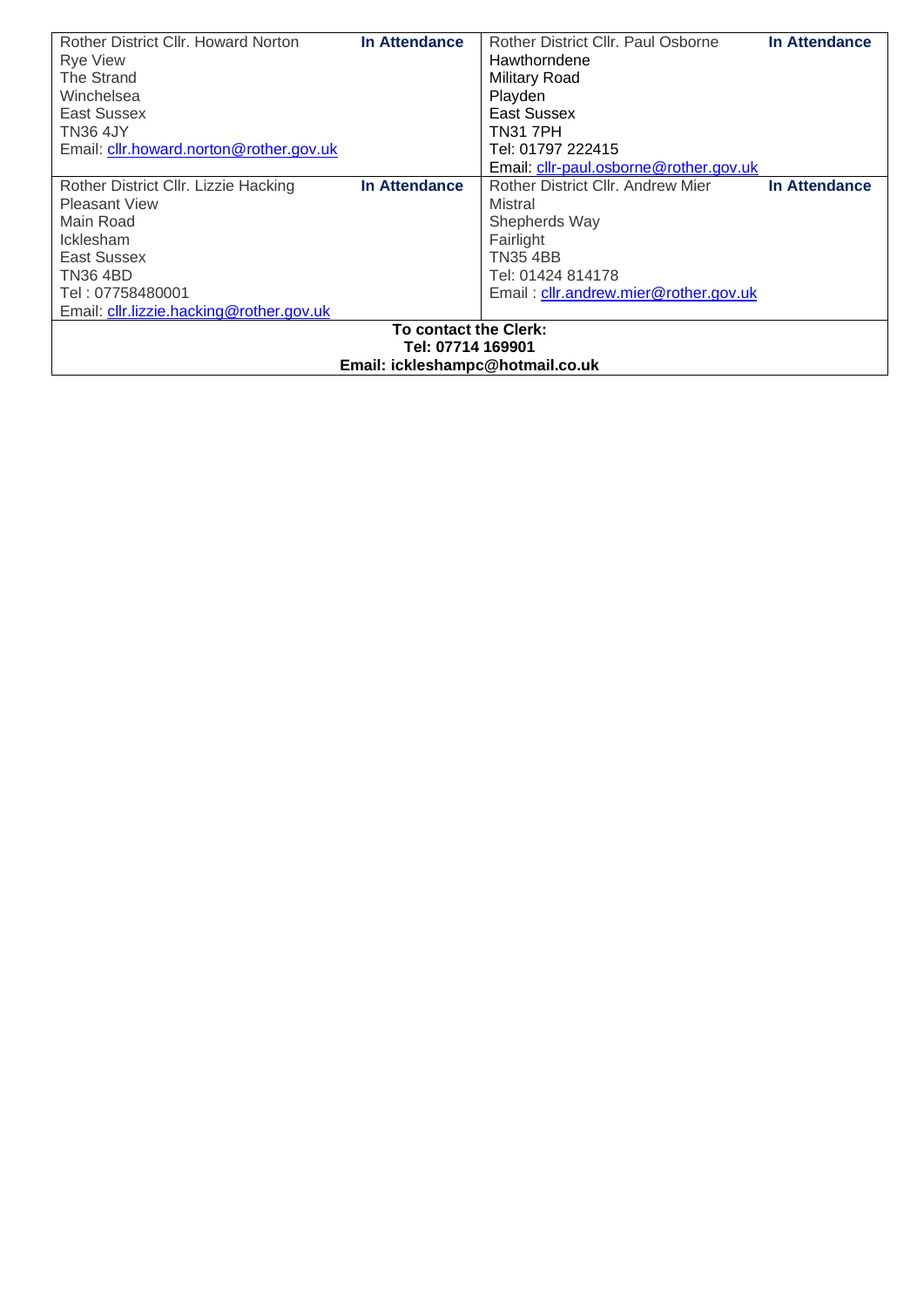| | | | |
|---|---|---|---|
| Rother District Cllr. Howard Norton<br>Rye View<br>The Strand<br>Winchelsea<br>East Sussex<br>TN36 4JY<br>Email: cllr.howard.norton@rother.gov.uk | **In Attendance** | Rother District Cllr. Paul Osborne<br>Hawthorndene<br>Military Road<br>Playden<br>East Sussex<br>TN31 7PH<br>Tel: 01797 222415<br>Email: cllr-paul.osborne@rother.gov.uk | **In Attendance** |
| Rother District Cllr. Lizzie Hacking<br>Pleasant View<br>Main Road<br>Icklesham<br>East Sussex<br>TN36 4BD<br>Tel : 07758480001<br>Email: cllr.lizzie.hacking@rother.gov.uk | **In Attendance** | Rother District Cllr. Andrew Mier<br>Mistral<br>Shepherds Way<br>Fairlight<br>TN35 4BB<br>Tel: 01424 814178<br>Email : cllr.andrew.mier@rother.gov.uk | **In Attendance** |

**To contact the Clerk:**
**Tel: 07714 169901**
**Email: ickleshampc@hotmail.co.uk**